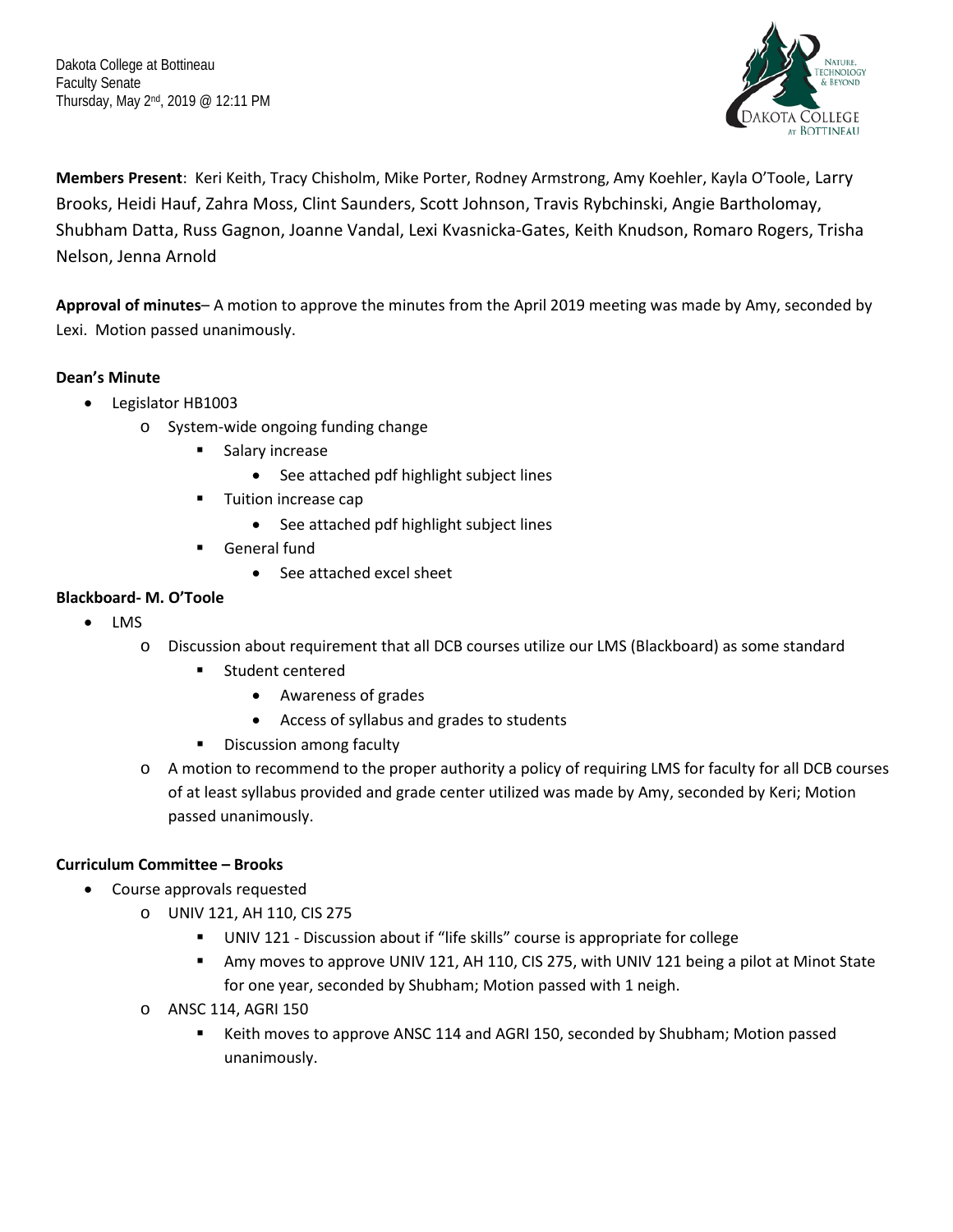Dakota College at Bottineau
Faculty Senate
Thursday, May 2nd, 2019 @ 12:11 PM

**Members Present**: Keri Keith, Tracy Chisholm, Mike Porter, Rodney Armstrong, Amy Koehler, Kayla O'Toole, Larry Brooks, Heidi Hauf, Zahra Moss, Clint Saunders, Scott Johnson, Travis Rybchinski, Angie Bartholomay, Shubham Datta, Russ Gagnon, Joanne Vandal, Lexi Kvasnicka-Gates, Keith Knudson, Romaro Rogers, Trisha Nelson, Jenna Arnold

**Approval of minutes**– A motion to approve the minutes from the April 2019 meeting was made by Amy, seconded by Lexi. Motion passed unanimously.

**Dean's Minute**

- Legislator HB1003
  - System-wide ongoing funding change
    - Salary increase
      - See attached pdf highlight subject lines
    - Tuition increase cap
      - See attached pdf highlight subject lines
    - General fund
      - See attached excel sheet

**Blackboard- M. O'Toole**

- LMS
  - Discussion about requirement that all DCB courses utilize our LMS (Blackboard) as some standard
    - Student centered
      - Awareness of grades
      - Access of syllabus and grades to students
    - Discussion among faculty
  - A motion to recommend to the proper authority a policy of requiring LMS for faculty for all DCB courses of at least syllabus provided and grade center utilized was made by Amy, seconded by Keri; Motion passed unanimously.

**Curriculum Committee – Brooks**

- Course approvals requested
  - UNIV 121, AH 110, CIS 275
    - UNIV 121 - Discussion about if "life skills" course is appropriate for college
    - Amy moves to approve UNIV 121, AH 110, CIS 275, with UNIV 121 being a pilot at Minot State for one year, seconded by Shubham; Motion passed with 1 neigh.
  - ANSC 114, AGRI 150
    - Keith moves to approve ANSC 114 and AGRI 150, seconded by Shubham; Motion passed unanimously.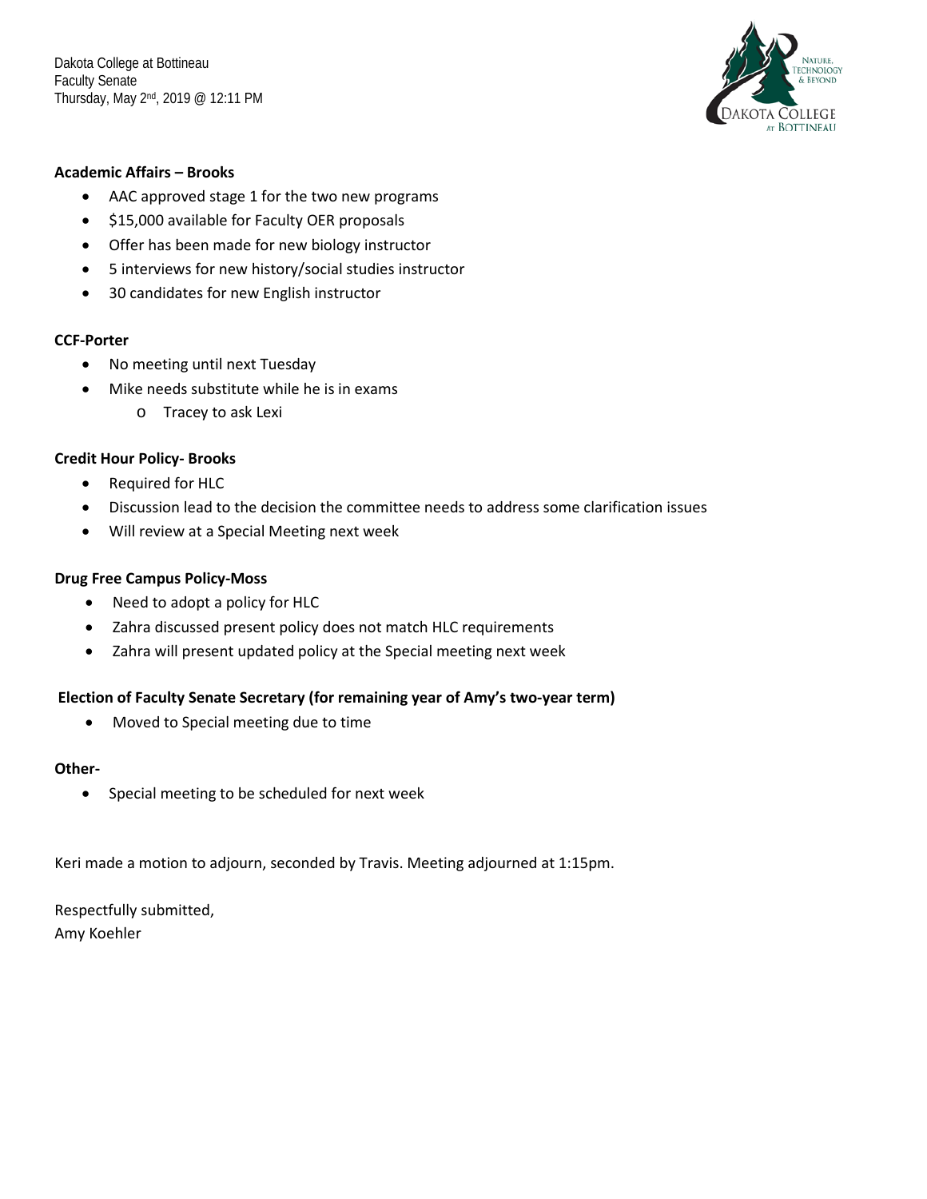Dakota College at Bottineau
Faculty Senate
Thursday, May 2nd, 2019 @ 12:11 PM

**Academic Affairs – Brooks**

- AAC approved stage 1 for the two new programs
- $15,000 available for Faculty OER proposals
- Offer has been made for new biology instructor
- 5 interviews for new history/social studies instructor
- 30 candidates for new English instructor

**CCF-Porter**

- No meeting until next Tuesday
- Mike needs substitute while he is in exams
  - Tracey to ask Lexi

**Credit Hour Policy- Brooks**

- Required for HLC
- Discussion lead to the decision the committee needs to address some clarification issues
- Will review at a Special Meeting next week

**Drug Free Campus Policy-Moss**

- Need to adopt a policy for HLC
- Zahra discussed present policy does not match HLC requirements
- Zahra will present updated policy at the Special meeting next week

**Election of Faculty Senate Secretary (for remaining year of Amy's two-year term)**

- Moved to Special meeting due to time

**Other-**

- Special meeting to be scheduled for next week

Keri made a motion to adjourn, seconded by Travis. Meeting adjourned at 1:15pm.

Respectfully submitted,
Amy Koehler